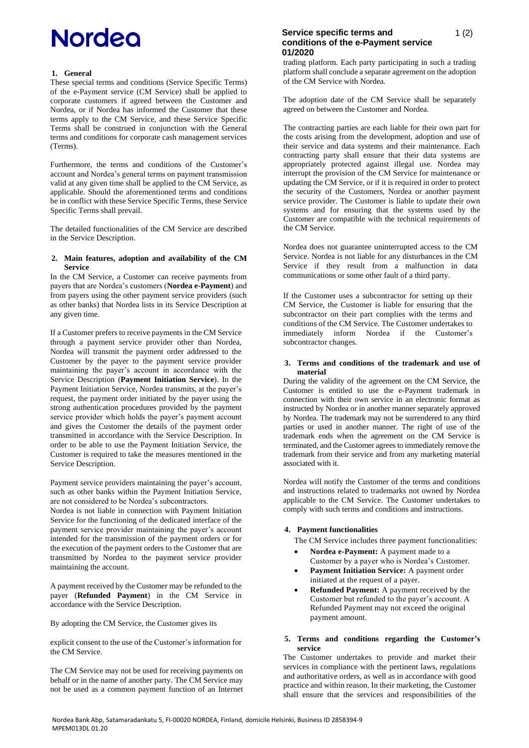# Service specific terms and conditions of the e-Payment service 01/2020

## 1. General

These special terms and conditions (Service Specific Terms) of the e-Payment service (CM Service) shall be applied to corporate customers if agreed between the Customer and Nordea, or if Nordea has informed the Customer that these terms apply to the CM Service, and these Service Specific Terms shall be construed in conjunction with the General terms and conditions for corporate cash management services (Terms).

Furthermore, the terms and conditions of the Customer's account and Nordea's general terms on payment transmission valid at any given time shall be applied to the CM Service, as applicable. Should the aforementioned terms and conditions be in conflict with these Service Specific Terms, these Service Specific Terms shall prevail.

The detailed functionalities of the CM Service are described in the Service Description.

## 2. Main features, adoption and availability of the CM Service

In the CM Service, a Customer can receive payments from payers that are Nordea's customers (**Nordea e-Payment**) and from payers using the other payment service providers (such as other banks) that Nordea lists in its Service Description at any given time.

If a Customer prefers to receive payments in the CM Service through a payment service provider other than Nordea, Nordea will transmit the payment order addressed to the Customer by the payer to the payment service provider maintaining the payer's account in accordance with the Service Description (**Payment Initiation Service**). In the Payment Initiation Service, Nordea transmits, at the payer's request, the payment order initiated by the payer using the strong authentication procedures provided by the payment service provider which holds the payer's payment account and gives the Customer the details of the payment order transmitted in accordance with the Service Description. In order to be able to use the Payment Initiation Service, the Customer is required to take the measures mentioned in the Service Description.

Payment service providers maintaining the payer's account, such as other banks within the Payment Initiation Service, are not considered to be Nordea's subcontractors.

Nordea is not liable in connection with Payment Initiation Service for the functioning of the dedicated interface of the payment service provider maintaining the payer's account intended for the transmission of the payment orders or for the execution of the payment orders to the Customer that are transmitted by Nordea to the payment service provider maintaining the account.

A payment received by the Customer may be refunded to the payer (**Refunded Payment**) in the CM Service in accordance with the Service Description.

By adopting the CM Service, the Customer gives its explicit consent to the use of the Customer's information for the CM Service.

The CM Service may not be used for receiving payments on behalf or in the name of another party. The CM Service may not be used as a common payment function of an Internet trading platform. Each party participating in such a trading platform shall conclude a separate agreement on the adoption of the CM Service with Nordea.

The adoption date of the CM Service shall be separately agreed on between the Customer and Nordea.

The contracting parties are each liable for their own part for the costs arising from the development, adoption and use of their service and data systems and their maintenance. Each contracting party shall ensure that their data systems are appropriately protected against illegal use. Nordea may interrupt the provision of the CM Service for maintenance or updating the CM Service, or if it is required in order to protect the security of the Customers, Nordea or another payment service provider. The Customer is liable to update their own systems and for ensuring that the systems used by the Customer are compatible with the technical requirements of the CM Service.

Nordea does not guarantee uninterrupted access to the CM Service. Nordea is not liable for any disturbances in the CM Service if they result from a malfunction in data communications or some other fault of a third party.

If the Customer uses a subcontractor for setting up their CM Service, the Customer is liable for ensuring that the subcontractor on their part complies with the terms and conditions of the CM Service. The Customer undertakes to immediately inform Nordea if the Customer's subcontractor changes.

## 3. Terms and conditions of the trademark and use of material

During the validity of the agreement on the CM Service, the Customer is entitled to use the e-Payment trademark in connection with their own service in an electronic format as instructed by Nordea or in another manner separately approved by Nordea. The trademark may not be surrendered to any third parties or used in another manner. The right of use of the trademark ends when the agreement on the CM Service is terminated, and the Customer agrees to immediately remove the trademark from their service and from any marketing material associated with it.

Nordea will notify the Customer of the terms and conditions and instructions related to trademarks not owned by Nordea applicable to the CM Service. The Customer undertakes to comply with such terms and conditions and instructions.

## 4. Payment functionalities

The CM Service includes three payment functionalities:

- **Nordea e-Payment:** A payment made to a Customer by a payer who is Nordea's Customer.
- **Payment Initiation Service:** A payment order initiated at the request of a payer.
- **Refunded Payment:** A payment received by the Customer but refunded to the payer's account. A Refunded Payment may not exceed the original payment amount.

## 5. Terms and conditions regarding the Customer's service

The Customer undertakes to provide and market their services in compliance with the pertinent laws, regulations and authoritative orders, as well as in accordance with good practice and within reason. In their marketing, the Customer shall ensure that the services and responsibilities of the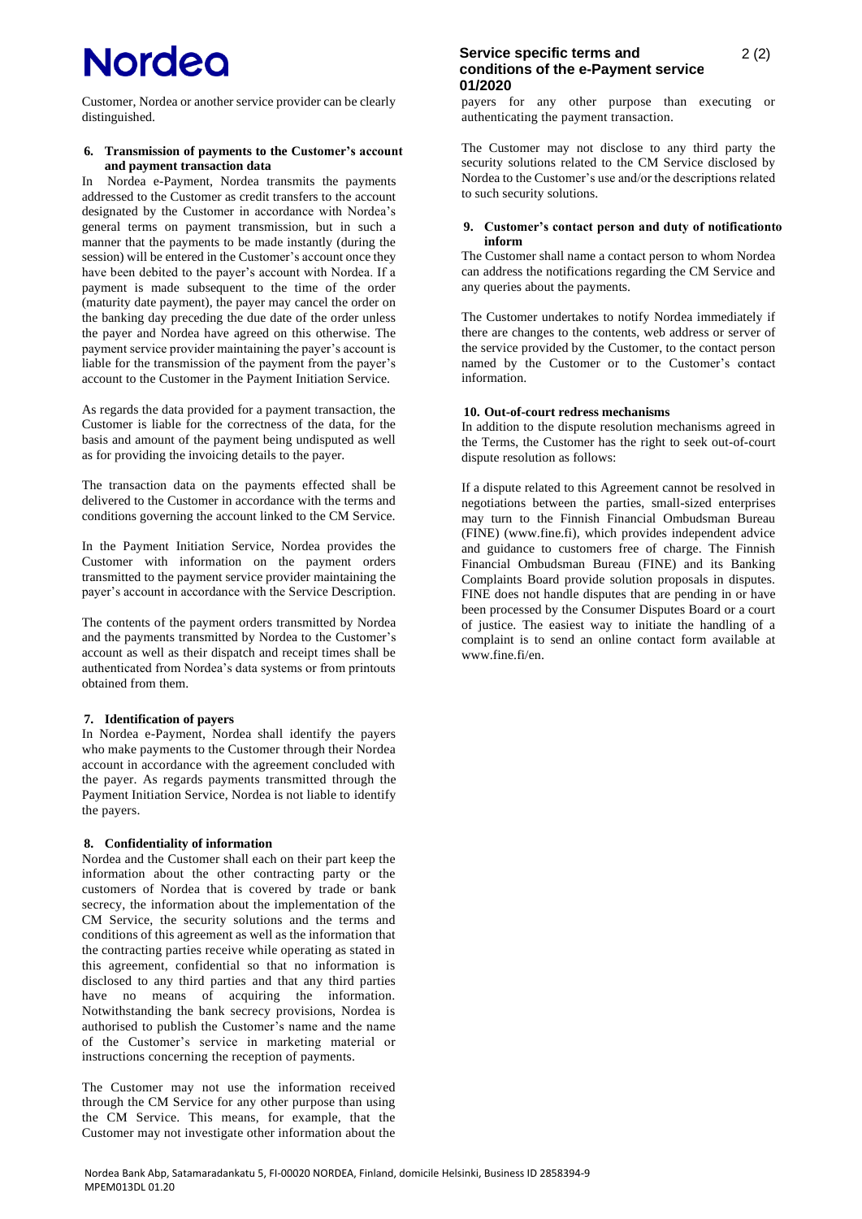Customer, Nordea or another service provider can be clearly distinguished.

### 6. Transmission of payments to the Customer's account and payment transaction data

In Nordea e-Payment, Nordea transmits the payments addressed to the Customer as credit transfers to the account designated by the Customer in accordance with Nordea's general terms on payment transmission, but in such a manner that the payments to be made instantly (during the session) will be entered in the Customer's account once they have been debited to the payer's account with Nordea. If a payment is made subsequent to the time of the order (maturity date payment), the payer may cancel the order on the banking day preceding the due date of the order unless the payer and Nordea have agreed on this otherwise. The payment service provider maintaining the payer's account is liable for the transmission of the payment from the payer's account to the Customer in the Payment Initiation Service.

As regards the data provided for a payment transaction, the Customer is liable for the correctness of the data, for the basis and amount of the payment being undisputed as well as for providing the invoicing details to the payer.

The transaction data on the payments effected shall be delivered to the Customer in accordance with the terms and conditions governing the account linked to the CM Service.

In the Payment Initiation Service, Nordea provides the Customer with information on the payment orders transmitted to the payment service provider maintaining the payer's account in accordance with the Service Description.

The contents of the payment orders transmitted by Nordea and the payments transmitted by Nordea to the Customer's account as well as their dispatch and receipt times shall be authenticated from Nordea's data systems or from printouts obtained from them.

### 7. Identification of payers

In Nordea e-Payment, Nordea shall identify the payers who make payments to the Customer through their Nordea account in accordance with the agreement concluded with the payer. As regards payments transmitted through the Payment Initiation Service, Nordea is not liable to identify the payers.

### 8. Confidentiality of information

Nordea and the Customer shall each on their part keep the information about the other contracting party or the customers of Nordea that is covered by trade or bank secrecy, the information about the implementation of the CM Service, the security solutions and the terms and conditions of this agreement as well as the information that the contracting parties receive while operating as stated in this agreement, confidential so that no information is disclosed to any third parties and that any third parties have no means of acquiring the information. Notwithstanding the bank secrecy provisions, Nordea is authorised to publish the Customer's name and the name of the Customer's service in marketing material or instructions concerning the reception of payments.

The Customer may not use the information received through the CM Service for any other purpose than using the CM Service. This means, for example, that the Customer may not investigate other information about the payers for any other purpose than executing or authenticating the payment transaction.

The Customer may not disclose to any third party the security solutions related to the CM Service disclosed by Nordea to the Customer's use and/or the descriptions related to such security solutions.

### 9. Customer's contact person and duty of notificationto inform

The Customer shall name a contact person to whom Nordea can address the notifications regarding the CM Service and any queries about the payments.

The Customer undertakes to notify Nordea immediately if there are changes to the contents, web address or server of the service provided by the Customer, to the contact person named by the Customer or to the Customer's contact information.

### 10. Out-of-court redress mechanisms

In addition to the dispute resolution mechanisms agreed in the Terms, the Customer has the right to seek out-of-court dispute resolution as follows:

If a dispute related to this Agreement cannot be resolved in negotiations between the parties, small-sized enterprises may turn to the Finnish Financial Ombudsman Bureau (FINE) (www.fine.fi), which provides independent advice and guidance to customers free of charge. The Finnish Financial Ombudsman Bureau (FINE) and its Banking Complaints Board provide solution proposals in disputes. FINE does not handle disputes that are pending in or have been processed by the Consumer Disputes Board or a court of justice. The easiest way to initiate the handling of a complaint is to send an online contact form available at www.fine.fi/en.

Nordea Bank Abp, Satamaradankatu 5, FI-00020 NORDEA, Finland, domicile Helsinki, Business ID 2858394-9
MPEM013DL 01.20